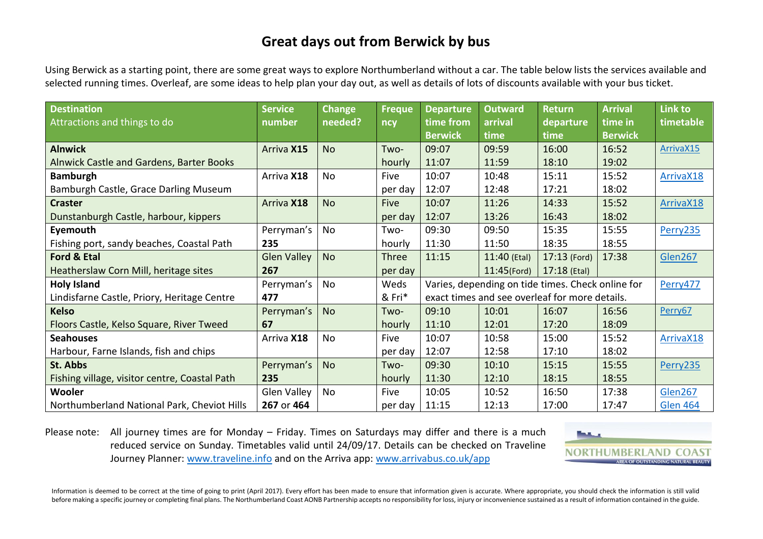# Great days out from Berwick by bus

Using Berwick as a starting point, there are some great ways to explore Northumberland without a car. The table below lists the services available and selected running times. Overleaf, are some ideas to help plan your day out, as well as details of lots of discounts available with your bus ticket.

| Destination<br>Attractions and things to do | Service number | Change needed? | Frequency | Departure time from Berwick | Outward arrival time | Return departure time | Arrival time in Berwick | Link to timetable |
|---|---|---|---|---|---|---|---|---|
| **Alnwick**<br>Alnwick Castle and Gardens, Barter Books | Arriva **X15** | No | Two-hourly | 09:07<br>11:07 | 09:59<br>11:59 | 16:00<br>18:10 | 16:52<br>19:02 | ArrivaX15 |
| **Bamburgh**<br>Bamburgh Castle, Grace Darling Museum | Arriva **X18** | No | Five per day | 10:07<br>12:07 | 10:48<br>12:48 | 15:11<br>17:21 | 15:52<br>18:02 | ArrivaX18 |
| **Craster**<br>Dunstanburgh Castle, harbour, kippers | Arriva **X18** | No | Five per day | 10:07<br>12:07 | 11:26<br>13:26 | 14:33<br>16:43 | 15:52<br>18:02 | ArrivaX18 |
| **Eyemouth**<br>Fishing port, sandy beaches, Coastal Path | Perryman's **235** | No | Two-hourly | 09:30<br>11:30 | 09:50<br>11:50 | 15:35<br>18:35 | 15:55<br>18:55 | Perry235 |
| **Ford & Etal**<br>Heatherslaw Corn Mill, heritage sites | Glen Valley **267** | No | Three per day | 11:15 | 11:40 (Etal)<br>11:45(Ford) | 17:13 (Ford)<br>17:18 (Etal) | 17:38 | Glen267 |
| **Holy Island**<br>Lindisfarne Castle, Priory, Heritage Centre | Perryman's **477** | No | Weds & Fri* | Varies, depending on tide times. Check online for exact times and see overleaf for more details. | | | | Perry477 |
| **Kelso**<br>Floors Castle, Kelso Square, River Tweed | Perryman's **67** | No | Two-hourly | 09:10<br>11:10 | 10:01<br>12:01 | 16:07<br>17:20 | 16:56<br>18:09 | Perry67 |
| **Seahouses**<br>Harbour, Farne Islands, fish and chips | Arriva **X18** | No | Five per day | 10:07<br>12:07 | 10:58<br>12:58 | 15:00<br>17:10 | 15:52<br>18:02 | ArrivaX18 |
| **St. Abbs**<br>Fishing village, visitor centre, Coastal Path | Perryman's **235** | No | Two-hourly | 09:30<br>11:30 | 10:10<br>12:10 | 15:15<br>18:15 | 15:55<br>18:55 | Perry235 |
| **Wooler**<br>Northumberland National Park, Cheviot Hills | Glen Valley **267** or **464** | No | Five per day | 10:05<br>11:15 | 10:52<br>12:13 | 16:50<br>17:00 | 17:38<br>17:47 | Glen267<br>Glen 464 |

Please note: All journey times are for Monday – Friday. Times on Saturdays may differ and there is a much reduced service on Sunday. Timetables valid until 24/09/17. Details can be checked on Traveline Journey Planner: www.traveline.info and on the Arriva app: www.arrivabus.co.uk/app

NORTHUMBERLAND COAST
AREA OF OUTSTANDING NATURAL BEAUTY

Information is deemed to be correct at the time of going to print (April 2017). Every effort has been made to ensure that information given is accurate. Where appropriate, you should check the information is still valid before making a specific journey or completing final plans. The Northumberland Coast AONB Partnership accepts no responsibility for loss, injury or inconvenience sustained as a result of information contained in the guide.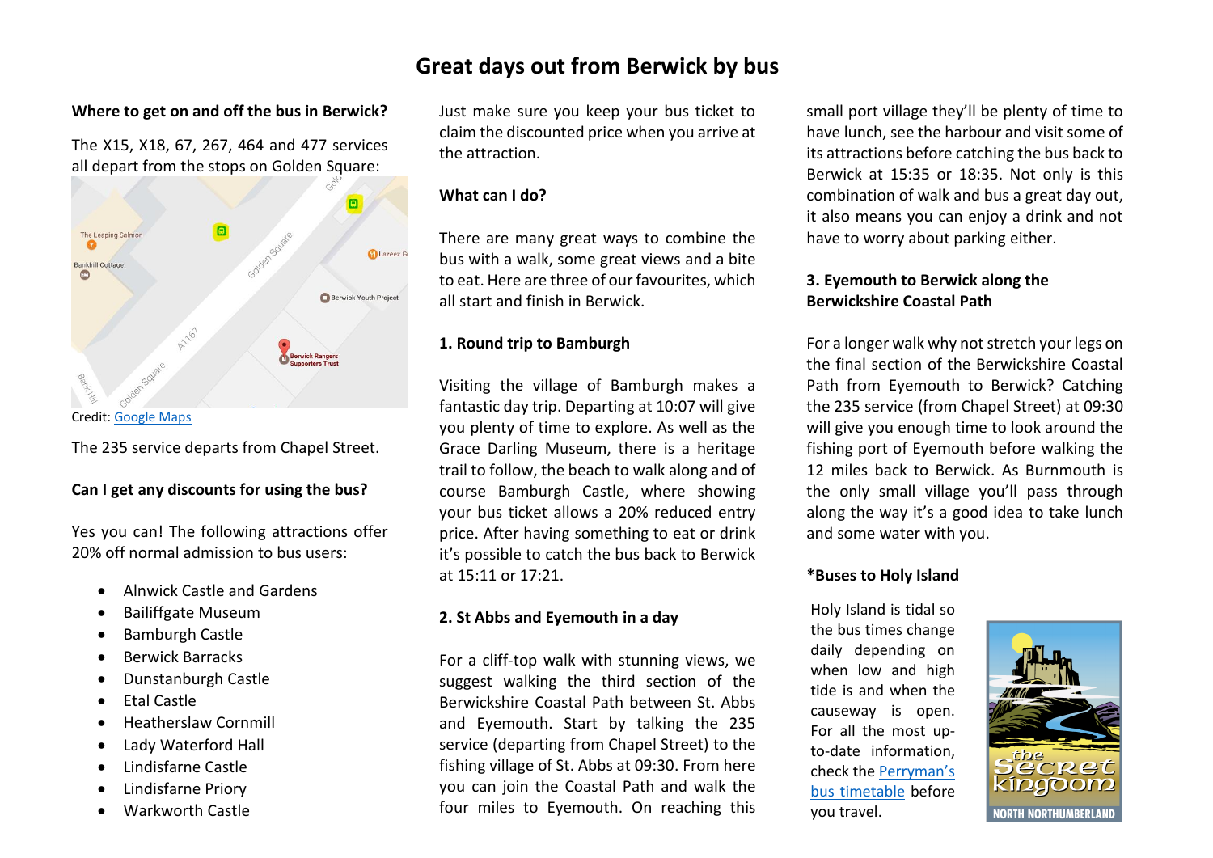# Great days out from Berwick by bus

**Where to get on and off the bus in Berwick?**

The X15, X18, 67, 267, 464 and 477 services all depart from the stops on Golden Square:

Credit: [Google Maps]

The 235 service departs from Chapel Street.

**Can I get any discounts for using the bus?**

Yes you can! The following attractions offer 20% off normal admission to bus users:

- Alnwick Castle and Gardens
- Bailiffgate Museum
- Bamburgh Castle
- Berwick Barracks
- Dunstanburgh Castle
- Etal Castle
- Heatherslaw Cornmill
- Lady Waterford Hall
- Lindisfarne Castle
- Lindisfarne Priory
- Warkworth Castle

Just make sure you keep your bus ticket to claim the discounted price when you arrive at the attraction.

**What can I do?**

There are many great ways to combine the bus with a walk, some great views and a bite to eat. Here are three of our favourites, which all start and finish in Berwick.

**1. Round trip to Bamburgh**

Visiting the village of Bamburgh makes a fantastic day trip. Departing at 10:07 will give you plenty of time to explore. As well as the Grace Darling Museum, there is a heritage trail to follow, the beach to walk along and of course Bamburgh Castle, where showing your bus ticket allows a 20% reduced entry price. After having something to eat or drink it's possible to catch the bus back to Berwick at 15:11 or 17:21.

**2. St Abbs and Eyemouth in a day**

For a cliff-top walk with stunning views, we suggest walking the third section of the Berwickshire Coastal Path between St. Abbs and Eyemouth. Start by talking the 235 service (departing from Chapel Street) to the fishing village of St. Abbs at 09:30. From here you can join the Coastal Path and walk the four miles to Eyemouth. On reaching this small port village they'll be plenty of time to have lunch, see the harbour and visit some of its attractions before catching the bus back to Berwick at 15:35 or 18:35. Not only is this combination of walk and bus a great day out, it also means you can enjoy a drink and not have to worry about parking either.

**3. Eyemouth to Berwick along the Berwickshire Coastal Path**

For a longer walk why not stretch your legs on the final section of the Berwickshire Coastal Path from Eyemouth to Berwick? Catching the 235 service (from Chapel Street) at 09:30 will give you enough time to look around the fishing port of Eyemouth before walking the 12 miles back to Berwick. As Burnmouth is the only small village you'll pass through along the way it's a good idea to take lunch and some water with you.

***Buses to Holy Island**

Holy Island is tidal so the bus times change daily depending on when low and high tide is and when the causeway is open. For all the most up-to-date information, check the [Perryman's bus timetable] before you travel.